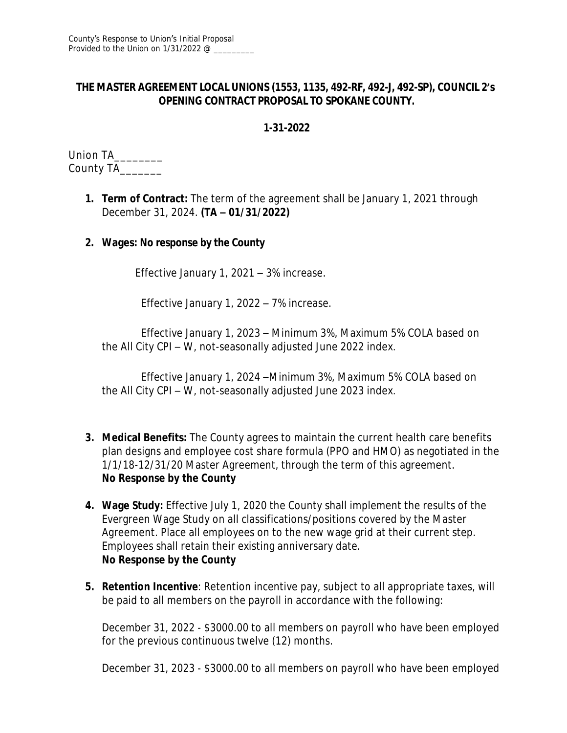County's Response to Union's Initial Proposal
Provided to the Union on 1/31/2022 @ _________

**THE MASTER AGREEMENT LOCAL UNIONS (1553, 1135, 492-RF, 492-J, 492-SP), COUNCIL 2's OPENING CONTRACT PROPOSAL TO SPOKANE COUNTY.**

**1-31-2022**

Union TA________
County TA_______

1. **Term of Contract:** The term of the agreement shall be January 1, 2021 through December 31, 2024. **(TA – 01/31/2022)**

2. **Wages: No response by the County**

   Effective January 1, 2021 – 3% increase.

   Effective January 1, 2022 – 7% increase.

   Effective January 1, 2023 – Minimum 3%, Maximum 5% COLA based on the All City CPI – W, not-seasonally adjusted June 2022 index.

   Effective January 1, 2024 –Minimum 3%, Maximum 5% COLA based on the All City CPI – W, not-seasonally adjusted June 2023 index.

3. **Medical Benefits:** The County agrees to maintain the current health care benefits plan designs and employee cost share formula (PPO and HMO) as negotiated in the 1/1/18-12/31/20 Master Agreement, through the term of this agreement.
   **No Response by the County**

4. **Wage Study:** Effective July 1, 2020 the County shall implement the results of the Evergreen Wage Study on all classifications/positions covered by the Master Agreement. Place all employees on to the new wage grid at their current step. Employees shall retain their existing anniversary date.
   **No Response by the County**

5. **Retention Incentive**: Retention incentive pay, subject to all appropriate taxes, will be paid to all members on the payroll in accordance with the following:

   December 31, 2022 - $3000.00 to all members on payroll who have been employed for the previous continuous twelve (12) months.

   December 31, 2023 - $3000.00 to all members on payroll who have been employed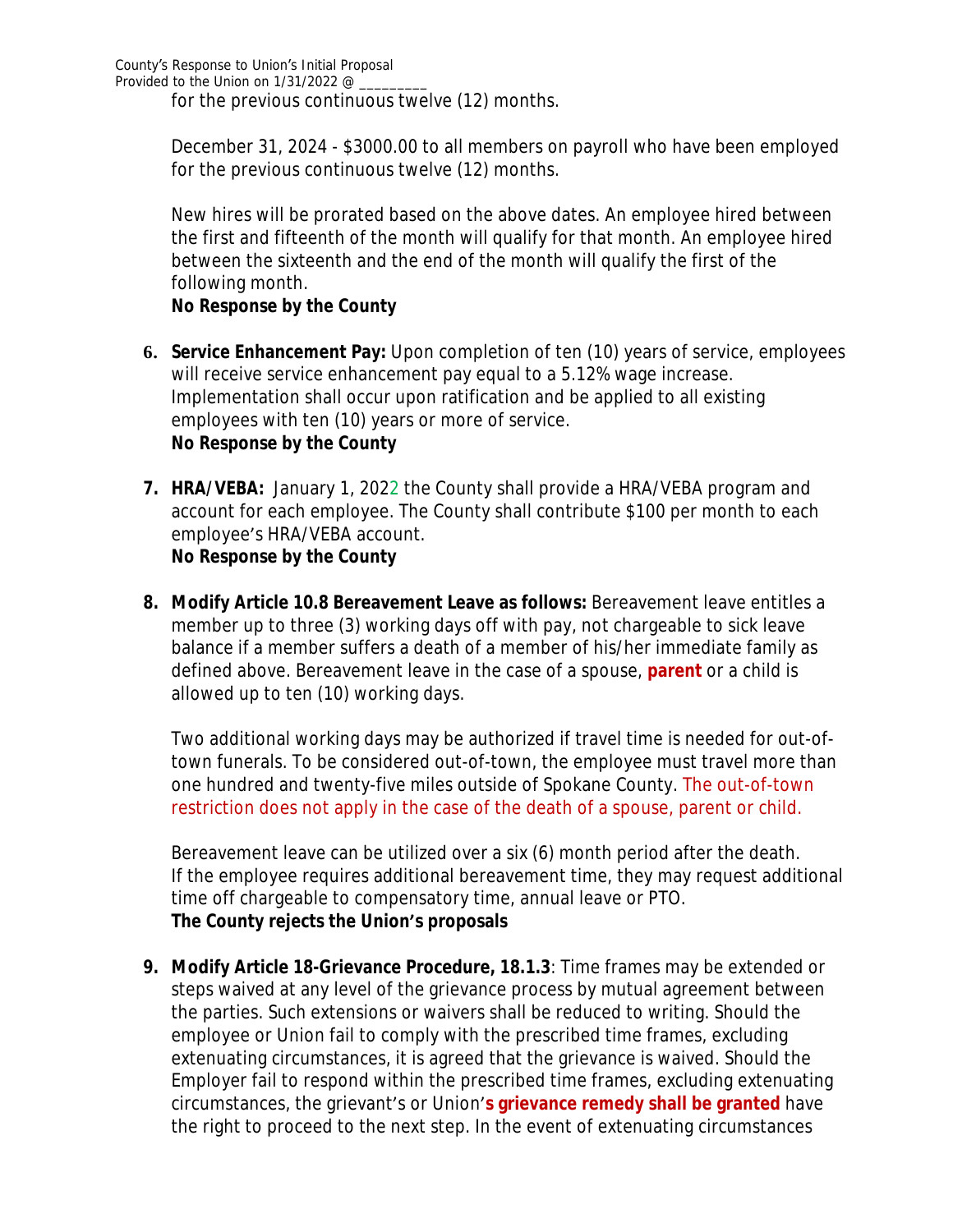for the previous continuous twelve (12) months.

December 31, 2024 - $3000.00 to all members on payroll who have been employed for the previous continuous twelve (12) months.

New hires will be prorated based on the above dates. An employee hired between the first and fifteenth of the month will qualify for that month. An employee hired between the sixteenth and the end of the month will qualify the first of the following month.
**No Response by the County**

6. **Service Enhancement Pay:** Upon completion of ten (10) years of service, employees will receive service enhancement pay equal to a 5.12% wage increase. Implementation shall occur upon ratification and be applied to all existing employees with ten (10) years or more of service.
**No Response by the County**

7. **HRA/VEBA:** January 1, 2022 the County shall provide a HRA/VEBA program and account for each employee. The County shall contribute $100 per month to each employee's HRA/VEBA account.
**No Response by the County**

8. **Modify Article 10.8 Bereavement Leave as follows:** Bereavement leave entitles a member up to three (3) working days off with pay, not chargeable to sick leave balance if a member suffers a death of a member of his/her immediate family as defined above. Bereavement leave in the case of a spouse, **parent** or a child is allowed up to ten (10) working days.

   Two additional working days may be authorized if travel time is needed for out-of-town funerals. To be considered out-of-town, the employee must travel more than one hundred and twenty-five miles outside of Spokane County. The out-of-town restriction does not apply in the case of the death of a spouse, parent or child.

   Bereavement leave can be utilized over a six (6) month period after the death. If the employee requires additional bereavement time, they may request additional time off chargeable to compensatory time, annual leave or PTO.
   **The County rejects the Union's proposals**

9. **Modify Article 18-Grievance Procedure, 18.1.3**: Time frames may be extended or steps waived at any level of the grievance process by mutual agreement between the parties. Such extensions or waivers shall be reduced to writing. Should the employee or Union fail to comply with the prescribed time frames, excluding extenuating circumstances, it is agreed that the grievance is waived. Should the Employer fail to respond within the prescribed time frames, excluding extenuating circumstances, the grievant's or Union'**s grievance remedy shall be granted** have the right to proceed to the next step. In the event of extenuating circumstances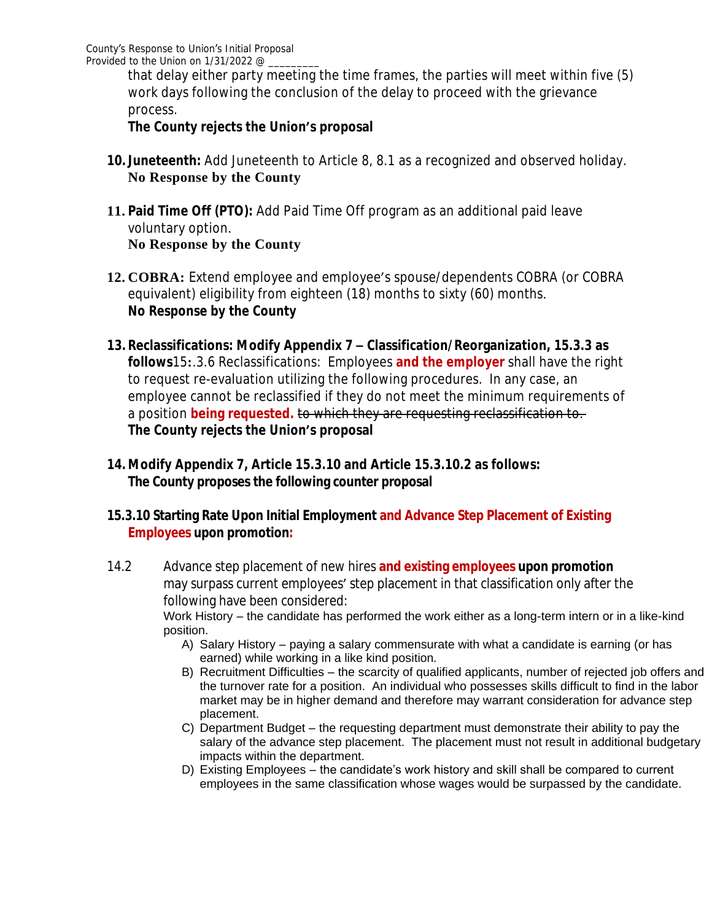that delay either party meeting the time frames, the parties will meet within five (5) work days following the conclusion of the delay to proceed with the grievance process.

**The County rejects the Union's proposal**

10. **Juneteenth:** Add Juneteenth to Article 8, 8.1 as a recognized and observed holiday.
    **No Response by the County**

11. **Paid Time Off (PTO):** Add Paid Time Off program as an additional paid leave voluntary option.
    **No Response by the County**

12. **COBRA:** Extend employee and employee's spouse/dependents COBRA (or COBRA equivalent) eligibility from eighteen (18) months to sixty (60) months.
    **No Response by the County**

13. **Reclassifications: Modify Appendix 7 – Classification/Reorganization, 15.3.3 as follows**15:.3.6 Reclassifications: Employees **and the employer** shall have the right to request re-evaluation utilizing the following procedures. In any case, an employee cannot be reclassified if they do not meet the minimum requirements of a position **being requested.** ~~to which they are requesting reclassification to.~~
    **The County rejects the Union's proposal**

14. **Modify Appendix 7, Article 15.3.10 and Article 15.3.10.2 as follows:**
    **The County proposes the following counter proposal**

**15.3.10 Starting Rate Upon Initial Employment and Advance Step Placement of Existing Employees upon promotion:**

14.2 Advance step placement of new hires **and existing employees upon promotion** may surpass current employees' step placement in that classification only after the following have been considered:

Work History – the candidate has performed the work either as a long-term intern or in a like-kind position.

A) Salary History – paying a salary commensurate with what a candidate is earning (or has earned) while working in a like kind position.
B) Recruitment Difficulties – the scarcity of qualified applicants, number of rejected job offers and the turnover rate for a position. An individual who possesses skills difficult to find in the labor market may be in higher demand and therefore may warrant consideration for advance step placement.
C) Department Budget – the requesting department must demonstrate their ability to pay the salary of the advance step placement. The placement must not result in additional budgetary impacts within the department.
D) Existing Employees – the candidate's work history and skill shall be compared to current employees in the same classification whose wages would be surpassed by the candidate.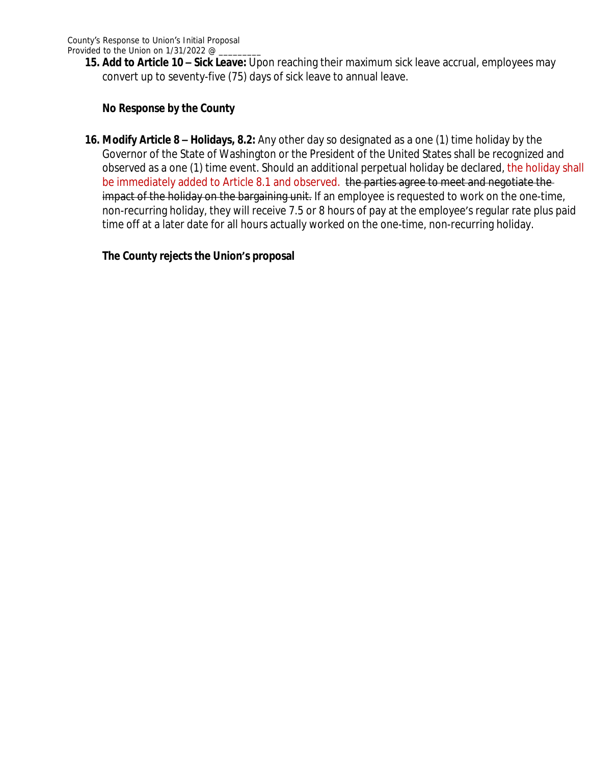15. **Add to Article 10 – Sick Leave:** Upon reaching their maximum sick leave accrual, employees may convert up to seventy-five (75) days of sick leave to annual leave.

    **No Response by the County**

16. **Modify Article 8 – Holidays, 8.2:** Any other day so designated as a one (1) time holiday by the Governor of the State of Washington or the President of the United States shall be recognized and observed as a one (1) time event. Should an additional perpetual holiday be declared, the holiday shall be immediately added to Article 8.1 and observed. ~~the parties agree to meet and negotiate the impact of the holiday on the bargaining unit.~~ If an employee is requested to work on the one-time, non-recurring holiday, they will receive 7.5 or 8 hours of pay at the employee's regular rate plus paid time off at a later date for all hours actually worked on the one-time, non-recurring holiday.

    **The County rejects the Union's proposal**